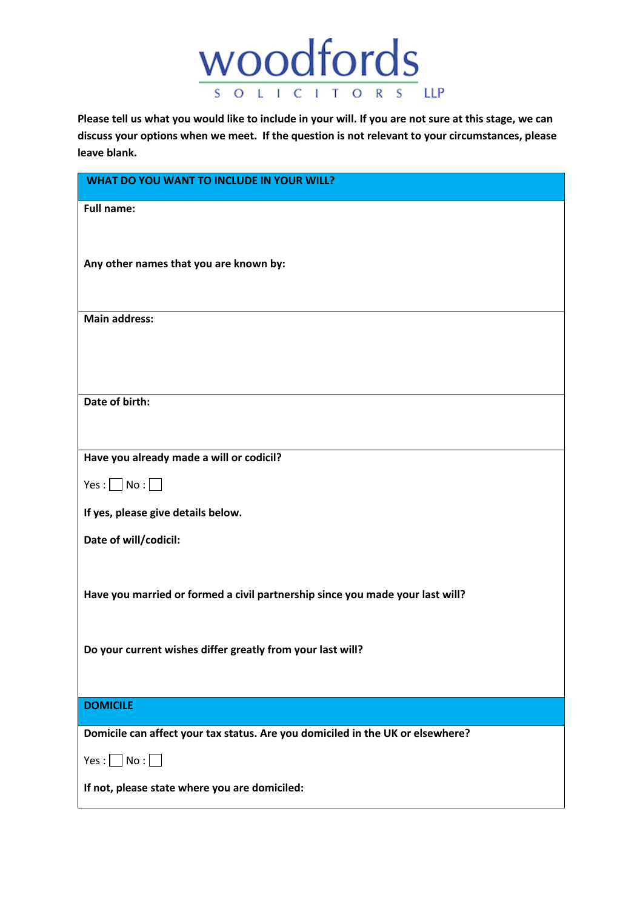# woodfords SOLICITORS LLP

**Please tell us what you would like to include in your will. If you are not sure at this stage, we can discuss your options when we meet. If the question is not relevant to your circumstances, please leave blank.**

## WHAT DO YOU WANT TO INCLUDE IN YOUR WILL?

**Full name:**

**Any other names that you are known by:**

**Main address:**

**Date of birth:**

**Have you already made a will or codicil?**

Yes : ☐ No : ☐

**If yes, please give details below.**

**Date of will/codicil:**

**Have you married or formed a civil partnership since you made your last will?**

**Do your current wishes differ greatly from your last will?**

## DOMICILE

**Domicile can affect your tax status. Are you domiciled in the UK or elsewhere?**

Yes : ☐ No : ☐

**If not, please state where you are domiciled:**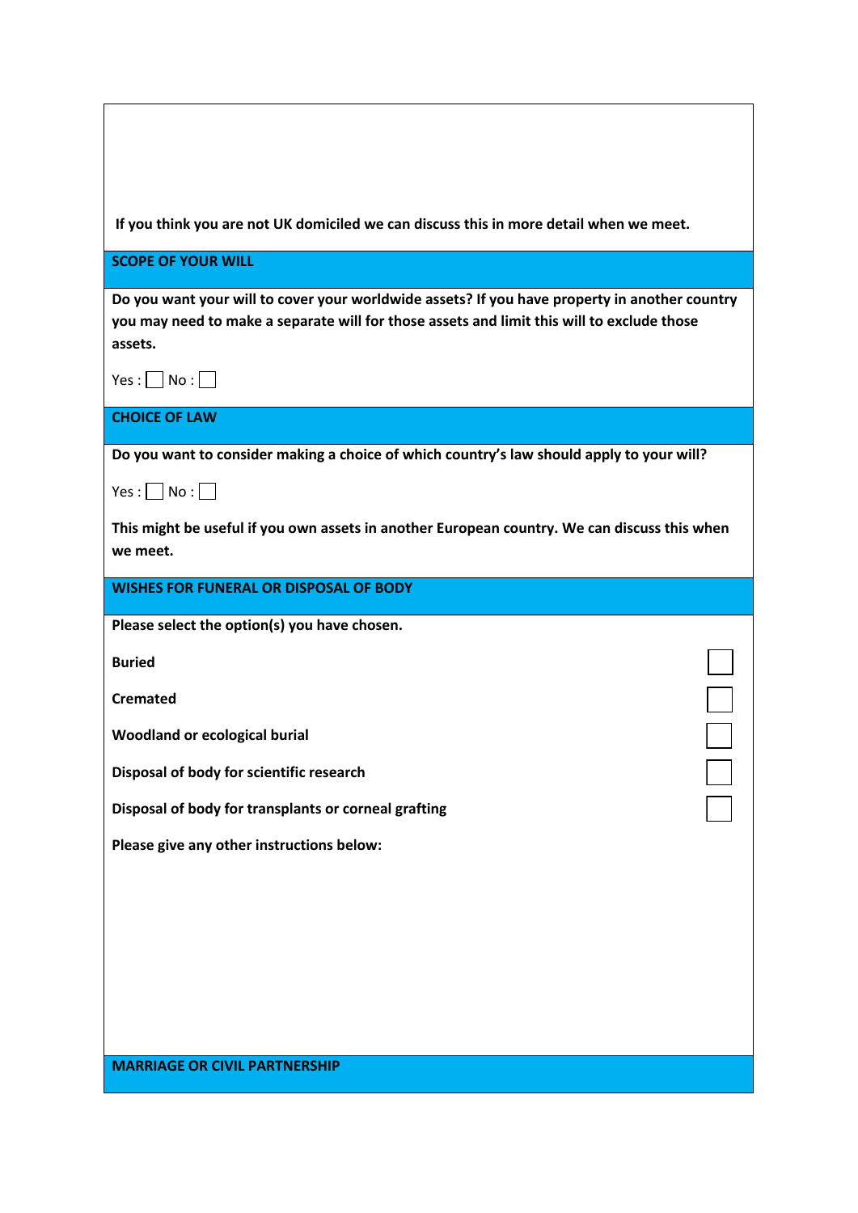**If you think you are not UK domiciled we can discuss this in more detail when we meet.**

## SCOPE OF YOUR WILL

**Do you want your will to cover your worldwide assets? If you have property in another country you may need to make a separate will for those assets and limit this will to exclude those assets.**

Yes : ☐ No : ☐

## CHOICE OF LAW

**Do you want to consider making a choice of which country's law should apply to your will?**

Yes : ☐ No : ☐

**This might be useful if you own assets in another European country. We can discuss this when we meet.**

## WISHES FOR FUNERAL OR DISPOSAL OF BODY

**Please select the option(s) you have chosen.**

**Buried** ☐

**Cremated** ☐

**Woodland or ecological burial** ☐

**Disposal of body for scientific research** ☐

**Disposal of body for transplants or corneal grafting** ☐

**Please give any other instructions below:**

## MARRIAGE OR CIVIL PARTNERSHIP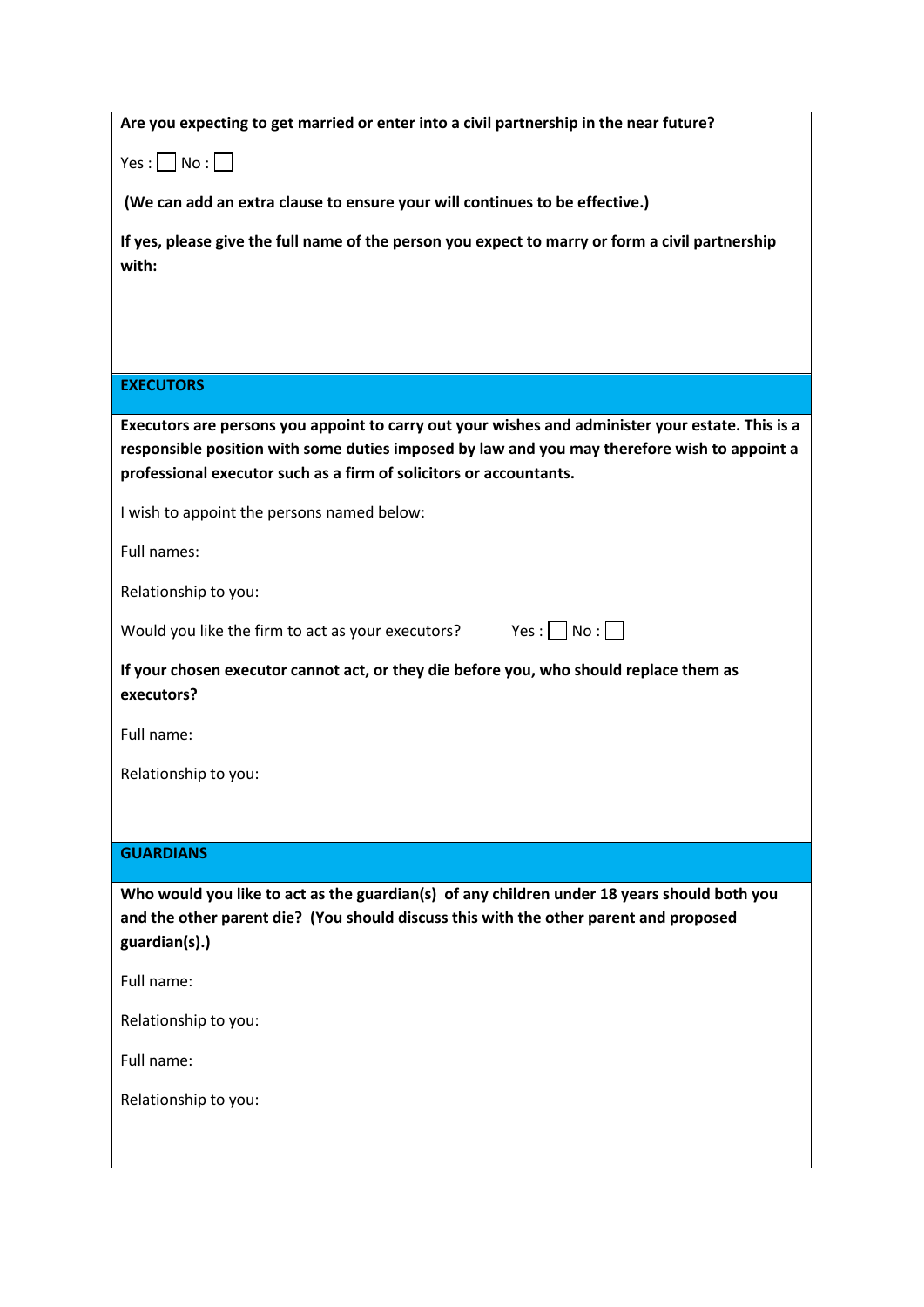**Are you expecting to get married or enter into a civil partnership in the near future?**

Yes : ☐ No : ☐

**(We can add an extra clause to ensure your will continues to be effective.)**

**If yes, please give the full name of the person you expect to marry or form a civil partnership with:**

## EXECUTORS

**Executors are persons you appoint to carry out your wishes and administer your estate. This is a responsible position with some duties imposed by law and you may therefore wish to appoint a professional executor such as a firm of solicitors or accountants.**

I wish to appoint the persons named below:

Full names:

Relationship to you:

Would you like the firm to act as your executors? Yes : ☐ No : ☐

**If your chosen executor cannot act, or they die before you, who should replace them as executors?**

Full name:

Relationship to you:

## GUARDIANS

**Who would you like to act as the guardian(s) of any children under 18 years should both you and the other parent die? (You should discuss this with the other parent and proposed guardian(s).)**

Full name:

Relationship to you:

Full name:

Relationship to you: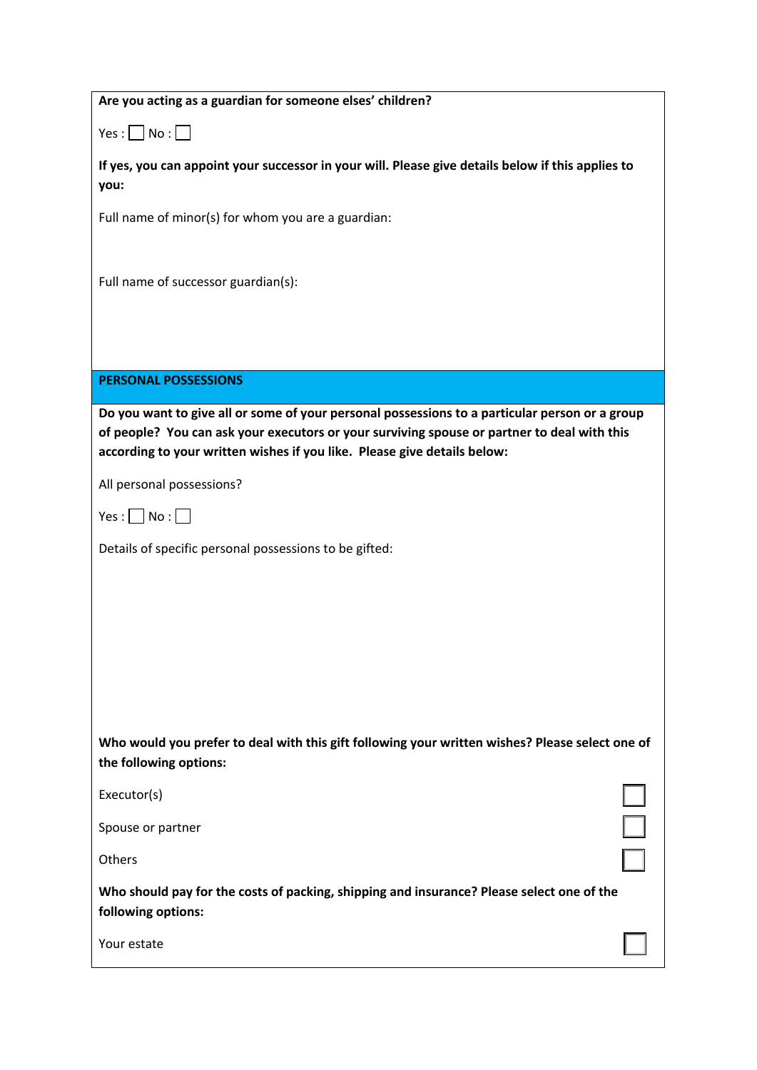**Are you acting as a guardian for someone elses' children?**

Yes : ☐ No : ☐

**If yes, you can appoint your successor in your will. Please give details below if this applies to you:**

Full name of minor(s) for whom you are a guardian:

Full name of successor guardian(s):

## PERSONAL POSSESSIONS

**Do you want to give all or some of your personal possessions to a particular person or a group of people? You can ask your executors or your surviving spouse or partner to deal with this according to your written wishes if you like. Please give details below:**

All personal possessions?

Yes : ☐ No : ☐

Details of specific personal possessions to be gifted:

**Who would you prefer to deal with this gift following your written wishes? Please select one of the following options:**

Executor(s) ☐

Spouse or partner ☐

Others ☐

**Who should pay for the costs of packing, shipping and insurance? Please select one of the following options:**

Your estate ☐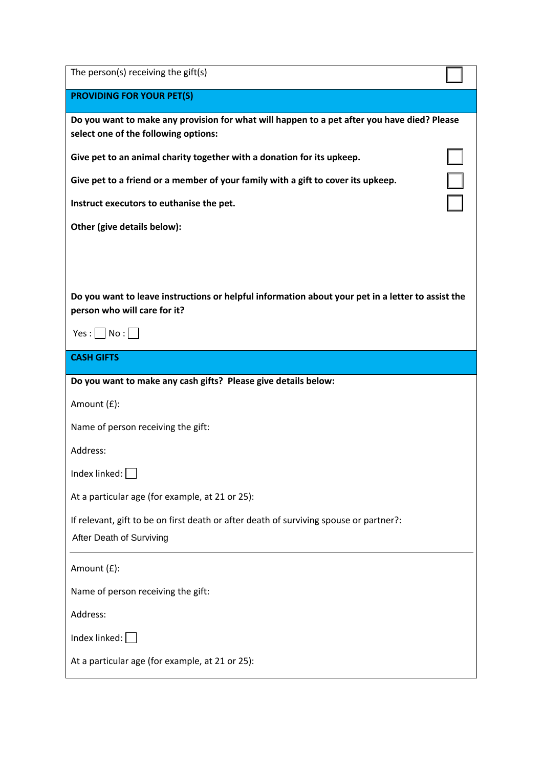The person(s) receiving the gift(s) ☐

## PROVIDING FOR YOUR PET(S)

**Do you want to make any provision for what will happen to a pet after you have died? Please select one of the following options:**

**Give pet to an animal charity together with a donation for its upkeep.** ☐

**Give pet to a friend or a member of your family with a gift to cover its upkeep.** ☐

**Instruct executors to euthanise the pet.** ☐

**Other (give details below):**

**Do you want to leave instructions or helpful information about your pet in a letter to assist the person who will care for it?**

Yes : ☐ No : ☐

## CASH GIFTS

**Do you want to make any cash gifts? Please give details below:**

Amount (£):

Name of person receiving the gift:

Address:

Index linked: ☐

At a particular age (for example, at 21 or 25):

If relevant, gift to be on first death or after death of surviving spouse or partner?:

After Death of Surviving

---

Amount (£):

Name of person receiving the gift:

Address:

Index linked: ☐

At a particular age (for example, at 21 or 25):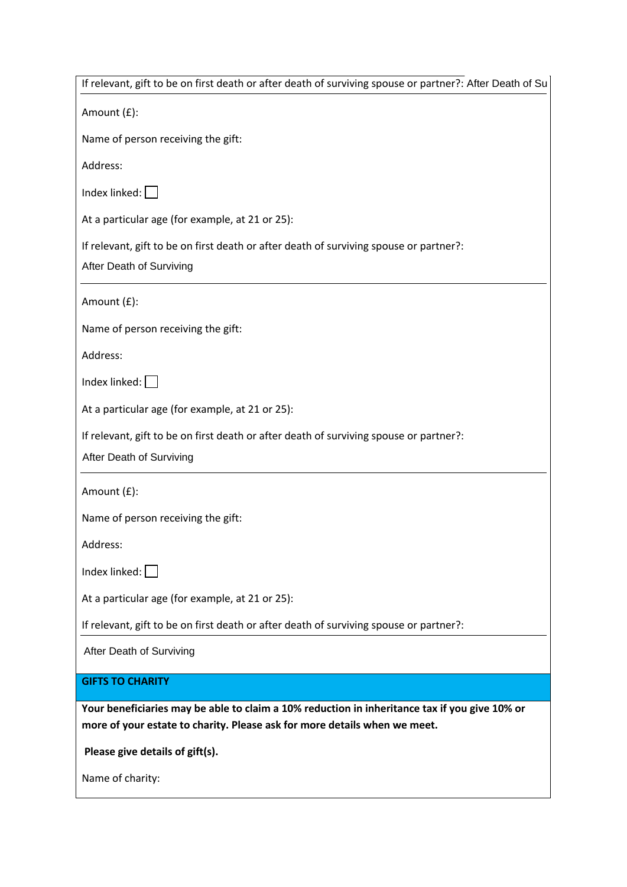If relevant, gift to be on first death or after death of surviving spouse or partner?: After Death of Su

Amount (£):

Name of person receiving the gift:

Address:

Index linked: ☐

At a particular age (for example, at 21 or 25):

If relevant, gift to be on first death or after death of surviving spouse or partner?:

After Death of Surviving

---

Amount (£):

Name of person receiving the gift:

Address:

Index linked: ☐

At a particular age (for example, at 21 or 25):

If relevant, gift to be on first death or after death of surviving spouse or partner?:

After Death of Surviving

---

Amount (£):

Name of person receiving the gift:

Address:

Index linked: ☐

At a particular age (for example, at 21 or 25):

If relevant, gift to be on first death or after death of surviving spouse or partner?:

After Death of Surviving

## GIFTS TO CHARITY

**Your beneficiaries may be able to claim a 10% reduction in inheritance tax if you give 10% or more of your estate to charity. Please ask for more details when we meet.**

**Please give details of gift(s).**

Name of charity: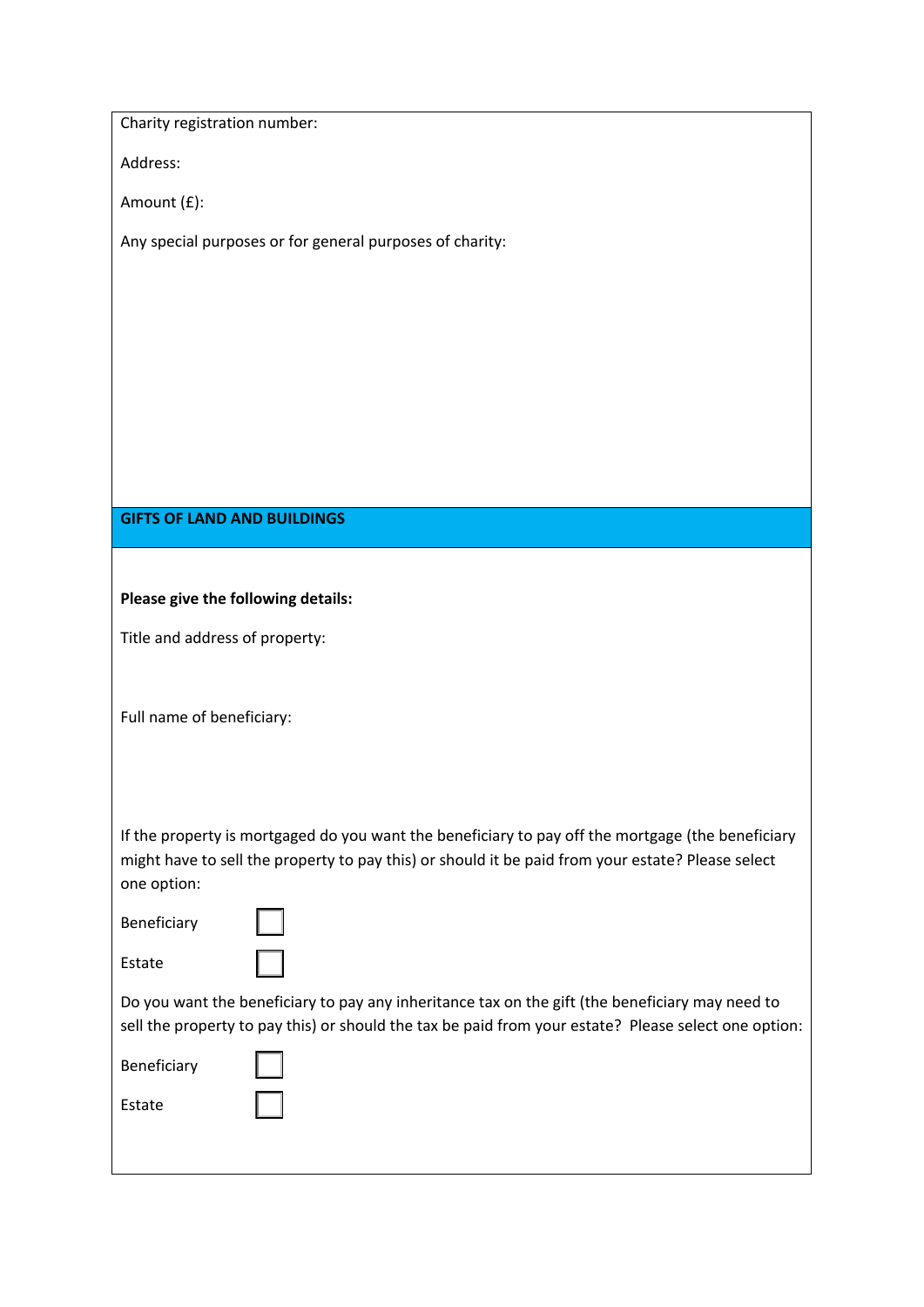Charity registration number:

Address:

Amount (£):

Any special purposes or for general purposes of charity:

## GIFTS OF LAND AND BUILDINGS

**Please give the following details:**

Title and address of property:

Full name of beneficiary:

If the property is mortgaged do you want the beneficiary to pay off the mortgage (the beneficiary might have to sell the property to pay this) or should it be paid from your estate? Please select one option:

Beneficiary ☐

Estate ☐

Do you want the beneficiary to pay any inheritance tax on the gift (the beneficiary may need to sell the property to pay this) or should the tax be paid from your estate? Please select one option:

Beneficiary ☐

Estate ☐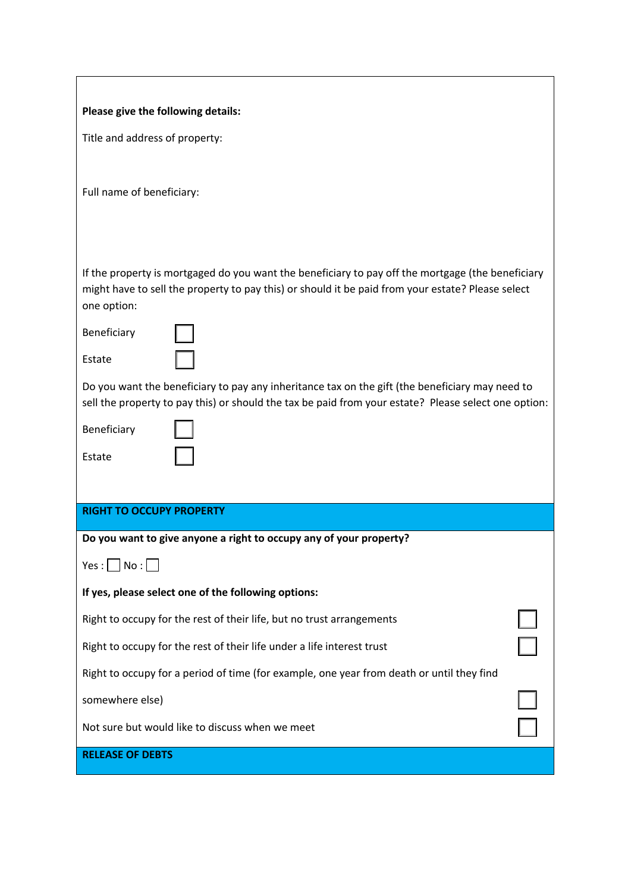**Please give the following details:**

Title and address of property:

Full name of beneficiary:

If the property is mortgaged do you want the beneficiary to pay off the mortgage (the beneficiary might have to sell the property to pay this) or should it be paid from your estate? Please select one option:

Beneficiary ☐

Estate ☐

Do you want the beneficiary to pay any inheritance tax on the gift (the beneficiary may need to sell the property to pay this) or should the tax be paid from your estate? Please select one option:

Beneficiary ☐

Estate ☐

## RIGHT TO OCCUPY PROPERTY

**Do you want to give anyone a right to occupy any of your property?**

Yes : ☐ No : ☐

**If yes, please select one of the following options:**

Right to occupy for the rest of their life, but no trust arrangements ☐

Right to occupy for the rest of their life under a life interest trust ☐

Right to occupy for a period of time (for example, one year from death or until they find somewhere else) ☐

Not sure but would like to discuss when we meet ☐

## RELEASE OF DEBTS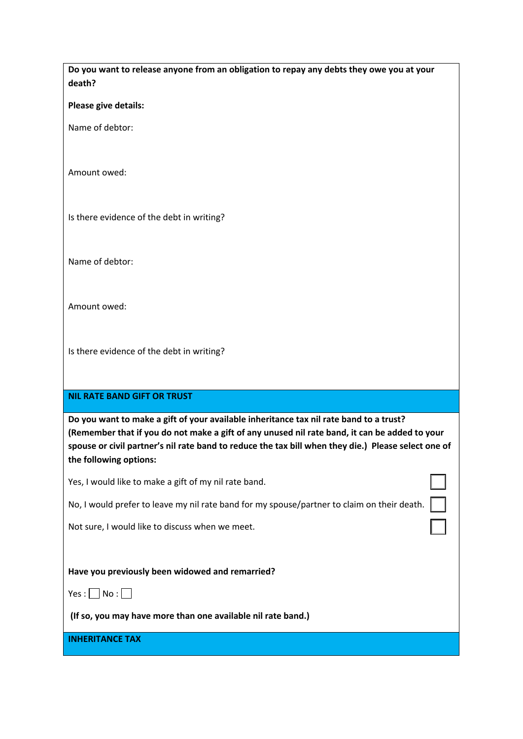**Do you want to release anyone from an obligation to repay any debts they owe you at your death?**

**Please give details:**

Name of debtor:

Amount owed:

Is there evidence of the debt in writing?

Name of debtor:

Amount owed:

Is there evidence of the debt in writing?

## NIL RATE BAND GIFT OR TRUST

**Do you want to make a gift of your available inheritance tax nil rate band to a trust? (Remember that if you do not make a gift of any unused nil rate band, it can be added to your spouse or civil partner's nil rate band to reduce the tax bill when they die.) Please select one of the following options:**

Yes, I would like to make a gift of my nil rate band. ☐

No, I would prefer to leave my nil rate band for my spouse/partner to claim on their death. ☐

Not sure, I would like to discuss when we meet. ☐

**Have you previously been widowed and remarried?**

Yes : ☐ No : ☐

**(If so, you may have more than one available nil rate band.)**

## INHERITANCE TAX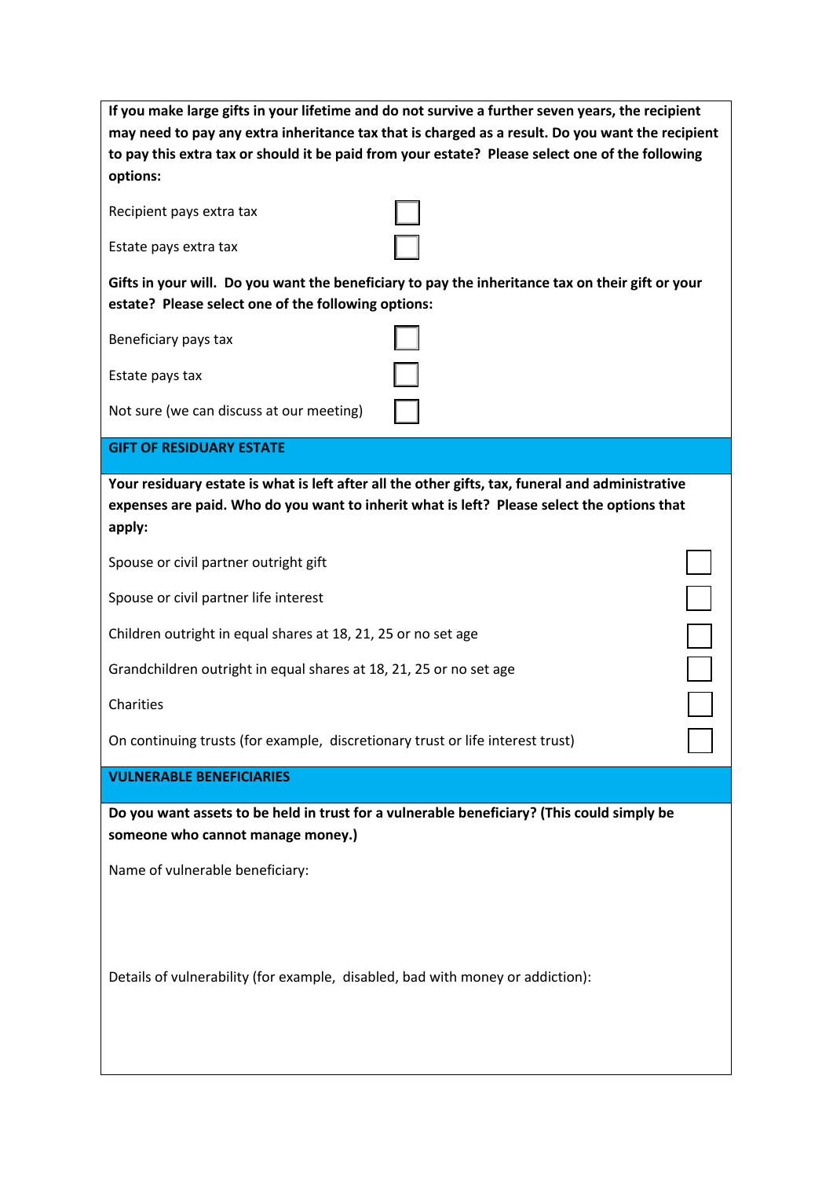**If you make large gifts in your lifetime and do not survive a further seven years, the recipient may need to pay any extra inheritance tax that is charged as a result. Do you want the recipient to pay this extra tax or should it be paid from your estate? Please select one of the following options:**

- [ ] Recipient pays extra tax
- [ ] Estate pays extra tax

**Gifts in your will. Do you want the beneficiary to pay the inheritance tax on their gift or your estate? Please select one of the following options:**

- [ ] Beneficiary pays tax
- [ ] Estate pays tax
- [ ] Not sure (we can discuss at our meeting)

## GIFT OF RESIDUARY ESTATE

**Your residuary estate is what is left after all the other gifts, tax, funeral and administrative expenses are paid. Who do you want to inherit what is left? Please select the options that apply:**

- [ ] Spouse or civil partner outright gift
- [ ] Spouse or civil partner life interest
- [ ] Children outright in equal shares at 18, 21, 25 or no set age
- [ ] Grandchildren outright in equal shares at 18, 21, 25 or no set age
- [ ] Charities
- [ ] On continuing trusts (for example, discretionary trust or life interest trust)

## VULNERABLE BENEFICIARIES

**Do you want assets to be held in trust for a vulnerable beneficiary? (This could simply be someone who cannot manage money.)**

Name of vulnerable beneficiary:

Details of vulnerability (for example, disabled, bad with money or addiction):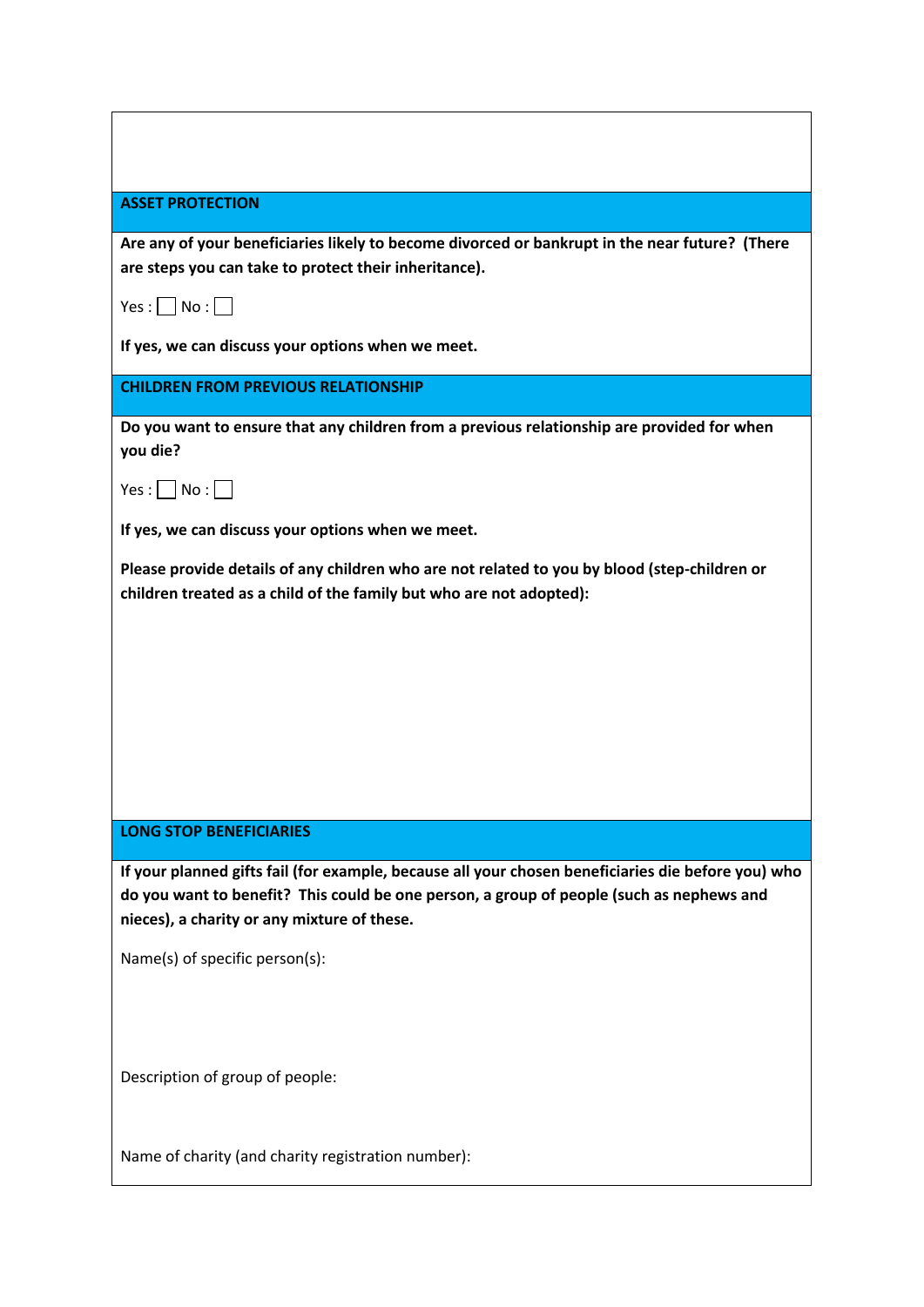## ASSET PROTECTION

**Are any of your beneficiaries likely to become divorced or bankrupt in the near future? (There are steps you can take to protect their inheritance).**

Yes : ☐ No : ☐

**If yes, we can discuss your options when we meet.**

## CHILDREN FROM PREVIOUS RELATIONSHIP

**Do you want to ensure that any children from a previous relationship are provided for when you die?**

Yes : ☐ No : ☐

**If yes, we can discuss your options when we meet.**

**Please provide details of any children who are not related to you by blood (step-children or children treated as a child of the family but who are not adopted):**

## LONG STOP BENEFICIARIES

**If your planned gifts fail (for example, because all your chosen beneficiaries die before you) who do you want to benefit? This could be one person, a group of people (such as nephews and nieces), a charity or any mixture of these.**

Name(s) of specific person(s):

Description of group of people:

Name of charity (and charity registration number):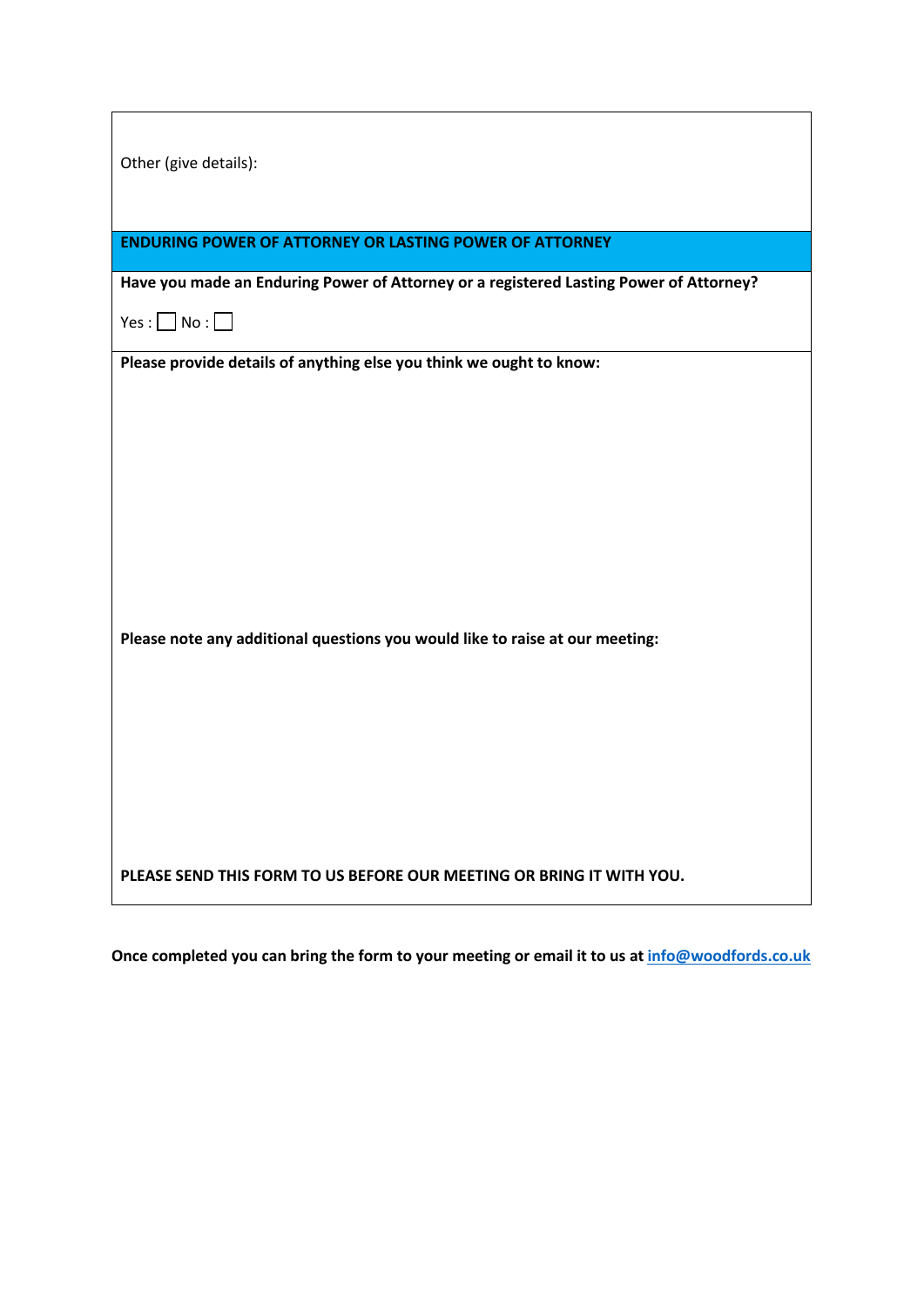Other (give details):

## ENDURING POWER OF ATTORNEY OR LASTING POWER OF ATTORNEY

**Have you made an Enduring Power of Attorney or a registered Lasting Power of Attorney?**

Yes : ☐ No : ☐

**Please provide details of anything else you think we ought to know:**

**Please note any additional questions you would like to raise at our meeting:**

**PLEASE SEND THIS FORM TO US BEFORE OUR MEETING OR BRING IT WITH YOU.**

**Once completed you can bring the form to your meeting or email it to us at info@woodfords.co.uk**